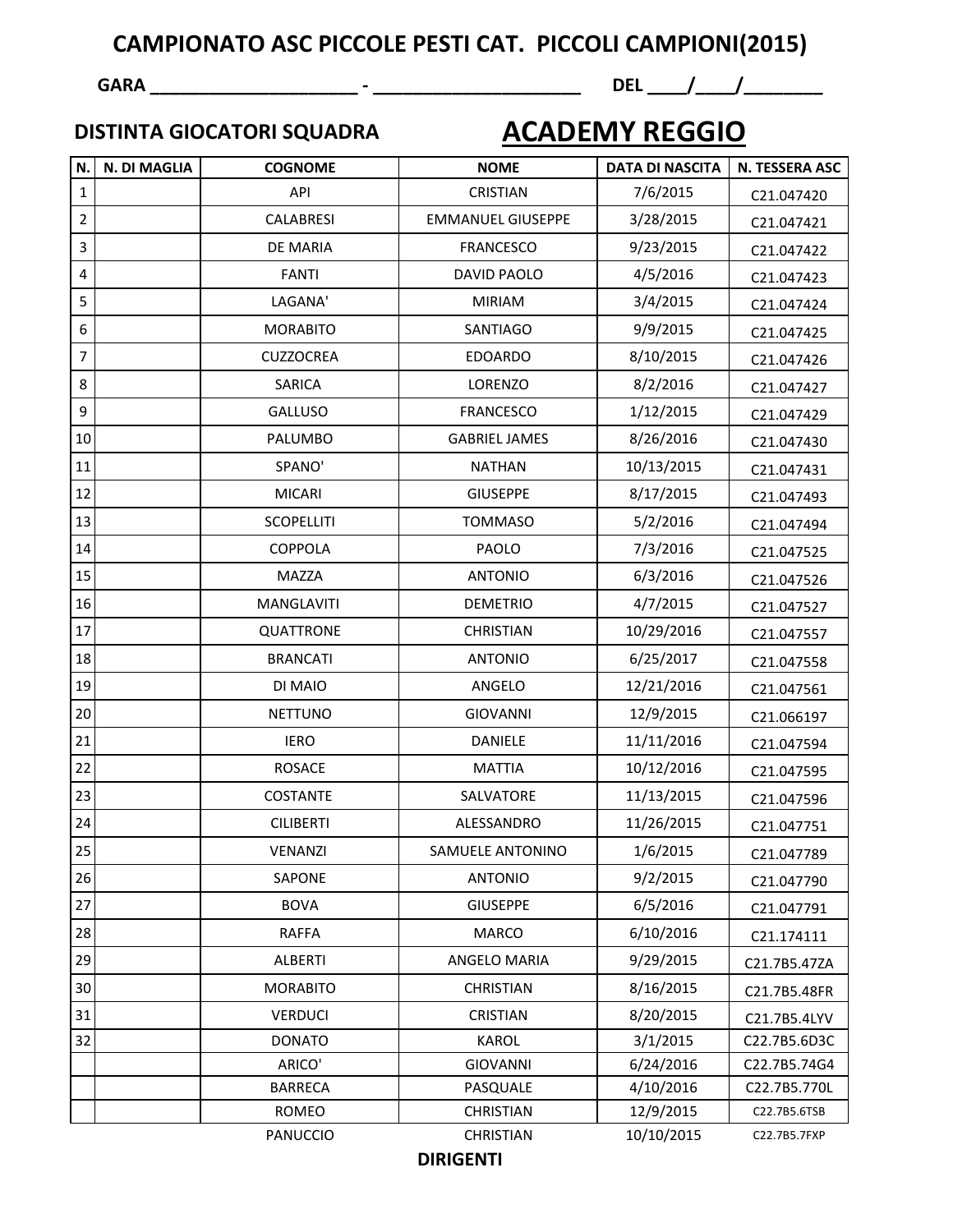# CAMPIONATO ASC PICCOLE PESTI CAT. PICCOLI CAMPIONI(2015)

**GARA ______________________ - ______________________ DEL ____/____/________**

**DISTINTA GIOCATORI SQUADRA** **ACADEMY REGGIO**

| N. | N. DI MAGLIA | COGNOME | NOME | DATA DI NASCITA | N. TESSERA ASC |
|---|---|---|---|---|---|
| 1 | | API | CRISTIAN | 7/6/2015 | C21.047420 |
| 2 | | CALABRESI | EMMANUEL GIUSEPPE | 3/28/2015 | C21.047421 |
| 3 | | DE MARIA | FRANCESCO | 9/23/2015 | C21.047422 |
| 4 | | FANTI | DAVID PAOLO | 4/5/2016 | C21.047423 |
| 5 | | LAGANA' | MIRIAM | 3/4/2015 | C21.047424 |
| 6 | | MORABITO | SANTIAGO | 9/9/2015 | C21.047425 |
| 7 | | CUZZOCREA | EDOARDO | 8/10/2015 | C21.047426 |
| 8 | | SARICA | LORENZO | 8/2/2016 | C21.047427 |
| 9 | | GALLUSO | FRANCESCO | 1/12/2015 | C21.047429 |
| 10 | | PALUMBO | GABRIEL JAMES | 8/26/2016 | C21.047430 |
| 11 | | SPANO' | NATHAN | 10/13/2015 | C21.047431 |
| 12 | | MICARI | GIUSEPPE | 8/17/2015 | C21.047493 |
| 13 | | SCOPELLITI | TOMMASO | 5/2/2016 | C21.047494 |
| 14 | | COPPOLA | PAOLO | 7/3/2016 | C21.047525 |
| 15 | | MAZZA | ANTONIO | 6/3/2016 | C21.047526 |
| 16 | | MANGLAVITI | DEMETRIO | 4/7/2015 | C21.047527 |
| 17 | | QUATTRONE | CHRISTIAN | 10/29/2016 | C21.047557 |
| 18 | | BRANCATI | ANTONIO | 6/25/2017 | C21.047558 |
| 19 | | DI MAIO | ANGELO | 12/21/2016 | C21.047561 |
| 20 | | NETTUNO | GIOVANNI | 12/9/2015 | C21.066197 |
| 21 | | IERO | DANIELE | 11/11/2016 | C21.047594 |
| 22 | | ROSACE | MATTIA | 10/12/2016 | C21.047595 |
| 23 | | COSTANTE | SALVATORE | 11/13/2015 | C21.047596 |
| 24 | | CILIBERTI | ALESSANDRO | 11/26/2015 | C21.047751 |
| 25 | | VENANZI | SAMUELE ANTONINO | 1/6/2015 | C21.047789 |
| 26 | | SAPONE | ANTONIO | 9/2/2015 | C21.047790 |
| 27 | | BOVA | GIUSEPPE | 6/5/2016 | C21.047791 |
| 28 | | RAFFA | MARCO | 6/10/2016 | C21.174111 |
| 29 | | ALBERTI | ANGELO MARIA | 9/29/2015 | C21.7B5.47ZA |
| 30 | | MORABITO | CHRISTIAN | 8/16/2015 | C21.7B5.48FR |
| 31 | | VERDUCI | CRISTIAN | 8/20/2015 | C21.7B5.4LYV |
| 32 | | DONATO | KAROL | 3/1/2015 | C22.7B5.6D3C |
| | | ARICO' | GIOVANNI | 6/24/2016 | C22.7B5.74G4 |
| | | BARRECA | PASQUALE | 4/10/2016 | C22.7B5.770L |
| | | ROMEO | CHRISTIAN | 12/9/2015 | C22.7B5.6TSB |
| | | PANUCCIO | CHRISTIAN | 10/10/2015 | C22.7B5.7FXP |

**DIRIGENTI**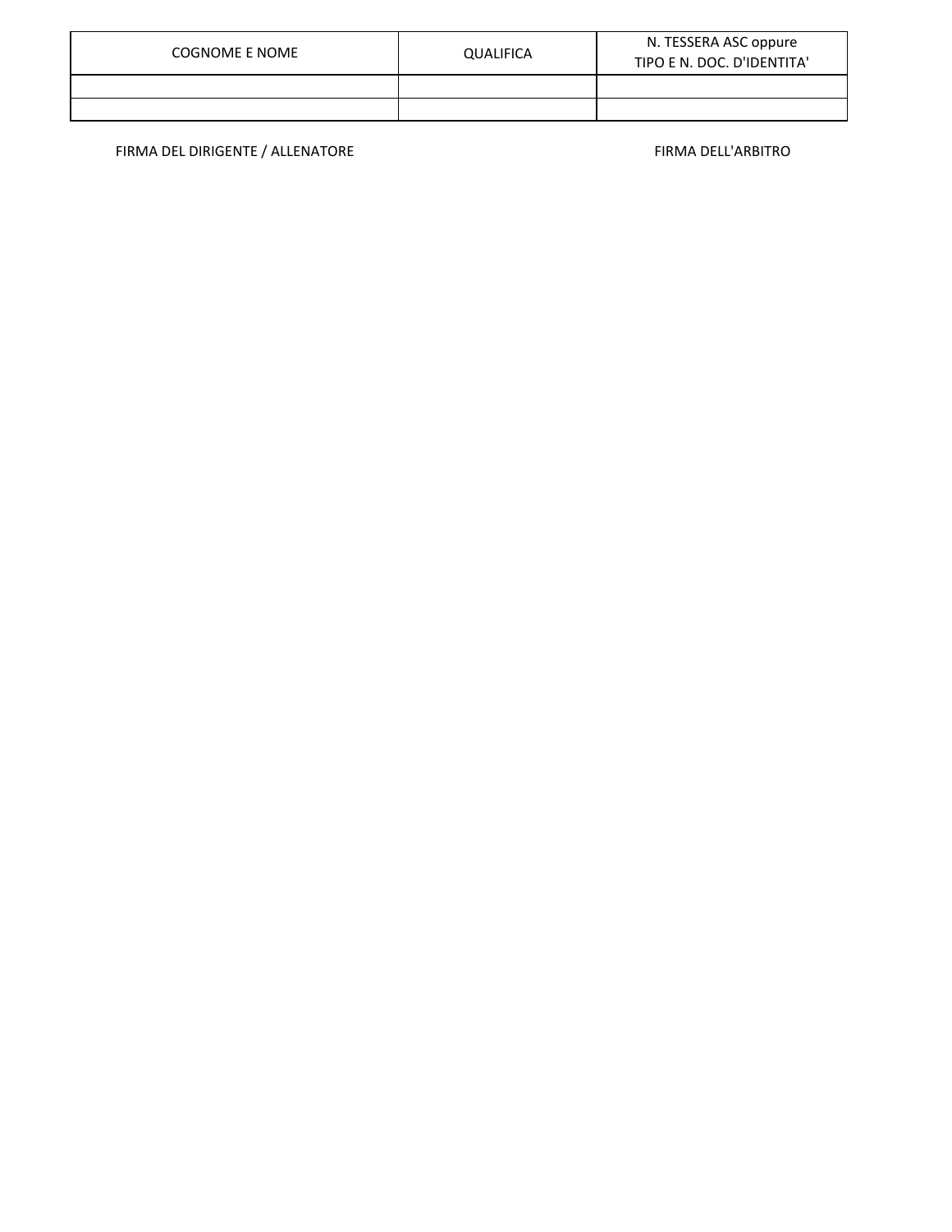| COGNOME E NOME | QUALIFICA | N. TESSERA ASC oppure TIPO E N. DOC. D'IDENTITA' |
|---|---|---|
| | | |
| | | |

FIRMA DEL DIRIGENTE / ALLENATORE

FIRMA DELL'ARBITRO